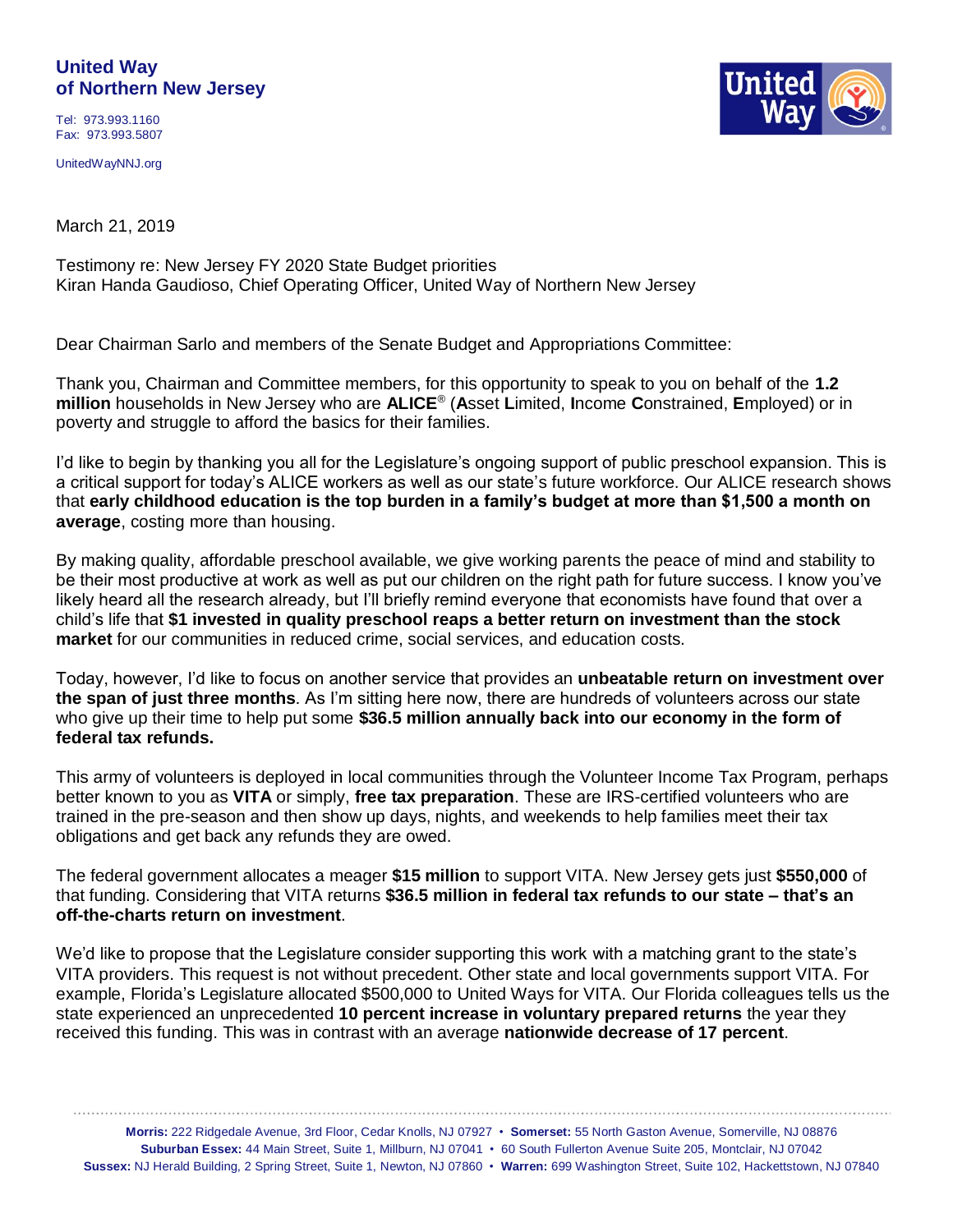**United Way**
**of Northern New Jersey**

Tel: 973.993.1160
Fax: 973.993.5807

UnitedWayNNJ.org

March 21, 2019

Testimony re: New Jersey FY 2020 State Budget priorities
Kiran Handa Gaudioso, Chief Operating Officer, United Way of Northern New Jersey

Dear Chairman Sarlo and members of the Senate Budget and Appropriations Committee:

Thank you, Chairman and Committee members, for this opportunity to speak to you on behalf of the **1.2 million** households in New Jersey who are **ALICE**® (**A**sset **L**imited, **I**ncome **C**onstrained, **E**mployed) or in poverty and struggle to afford the basics for their families.

I'd like to begin by thanking you all for the Legislature's ongoing support of public preschool expansion. This is a critical support for today's ALICE workers as well as our state's future workforce. Our ALICE research shows that **early childhood education is the top burden in a family's budget at more than $1,500 a month on average**, costing more than housing.

By making quality, affordable preschool available, we give working parents the peace of mind and stability to be their most productive at work as well as put our children on the right path for future success. I know you've likely heard all the research already, but I'll briefly remind everyone that economists have found that over a child's life that **$1 invested in quality preschool reaps a better return on investment than the stock market** for our communities in reduced crime, social services, and education costs.

Today, however, I'd like to focus on another service that provides an **unbeatable return on investment over the span of just three months**. As I'm sitting here now, there are hundreds of volunteers across our state who give up their time to help put some **$36.5 million annually back into our economy in the form of federal tax refunds.**

This army of volunteers is deployed in local communities through the Volunteer Income Tax Program, perhaps better known to you as **VITA** or simply, **free tax preparation**. These are IRS-certified volunteers who are trained in the pre-season and then show up days, nights, and weekends to help families meet their tax obligations and get back any refunds they are owed.

The federal government allocates a meager **$15 million** to support VITA. New Jersey gets just **$550,000** of that funding. Considering that VITA returns **$36.5 million in federal tax refunds to our state – that's an off-the-charts return on investment**.

We'd like to propose that the Legislature consider supporting this work with a matching grant to the state's VITA providers. This request is not without precedent. Other state and local governments support VITA. For example, Florida's Legislature allocated $500,000 to United Ways for VITA. Our Florida colleagues tells us the state experienced an unprecedented **10 percent increase in voluntary prepared returns** the year they received this funding. This was in contrast with an average **nationwide decrease of 17 percent**.

**Morris:** 222 Ridgedale Avenue, 3rd Floor, Cedar Knolls, NJ 07927 • **Somerset:** 55 North Gaston Avenue, Somerville, NJ 08876
**Suburban Essex:** 44 Main Street, Suite 1, Millburn, NJ 07041 • 60 South Fullerton Avenue Suite 205, Montclair, NJ 07042
**Sussex:** NJ Herald Building, 2 Spring Street, Suite 1, Newton, NJ 07860 • **Warren:** 699 Washington Street, Suite 102, Hackettstown, NJ 07840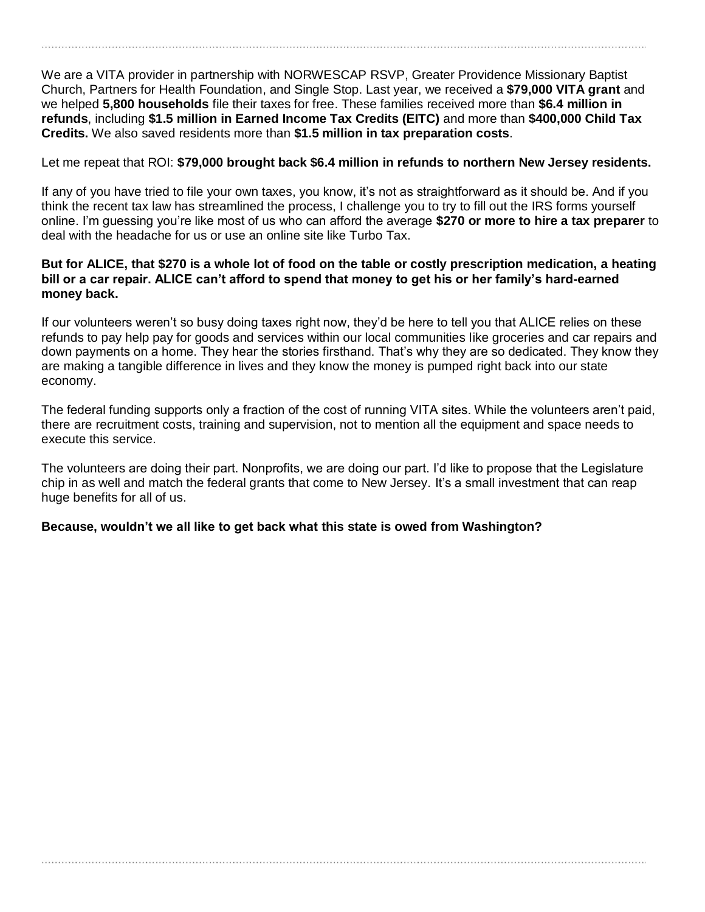We are a VITA provider in partnership with NORWESCAP RSVP, Greater Providence Missionary Baptist Church, Partners for Health Foundation, and Single Stop. Last year, we received a **$79,000 VITA grant** and we helped **5,800 households** file their taxes for free. These families received more than **$6.4 million in refunds**, including **$1.5 million in Earned Income Tax Credits (EITC)** and more than **$400,000 Child Tax Credits.** We also saved residents more than **$1.5 million in tax preparation costs**.

Let me repeat that ROI: **$79,000 brought back $6.4 million in refunds to northern New Jersey residents.**

If any of you have tried to file your own taxes, you know, it's not as straightforward as it should be. And if you think the recent tax law has streamlined the process, I challenge you to try to fill out the IRS forms yourself online. I'm guessing you're like most of us who can afford the average **$270 or more to hire a tax preparer** to deal with the headache for us or use an online site like Turbo Tax.

**But for ALICE, that $270 is a whole lot of food on the table or costly prescription medication, a heating bill or a car repair. ALICE can't afford to spend that money to get his or her family's hard-earned money back.**

If our volunteers weren't so busy doing taxes right now, they'd be here to tell you that ALICE relies on these refunds to pay help pay for goods and services within our local communities like groceries and car repairs and down payments on a home. They hear the stories firsthand. That's why they are so dedicated. They know they are making a tangible difference in lives and they know the money is pumped right back into our state economy.

The federal funding supports only a fraction of the cost of running VITA sites. While the volunteers aren't paid, there are recruitment costs, training and supervision, not to mention all the equipment and space needs to execute this service.

The volunteers are doing their part. Nonprofits, we are doing our part. I'd like to propose that the Legislature chip in as well and match the federal grants that come to New Jersey. It's a small investment that can reap huge benefits for all of us.

**Because, wouldn't we all like to get back what this state is owed from Washington?**